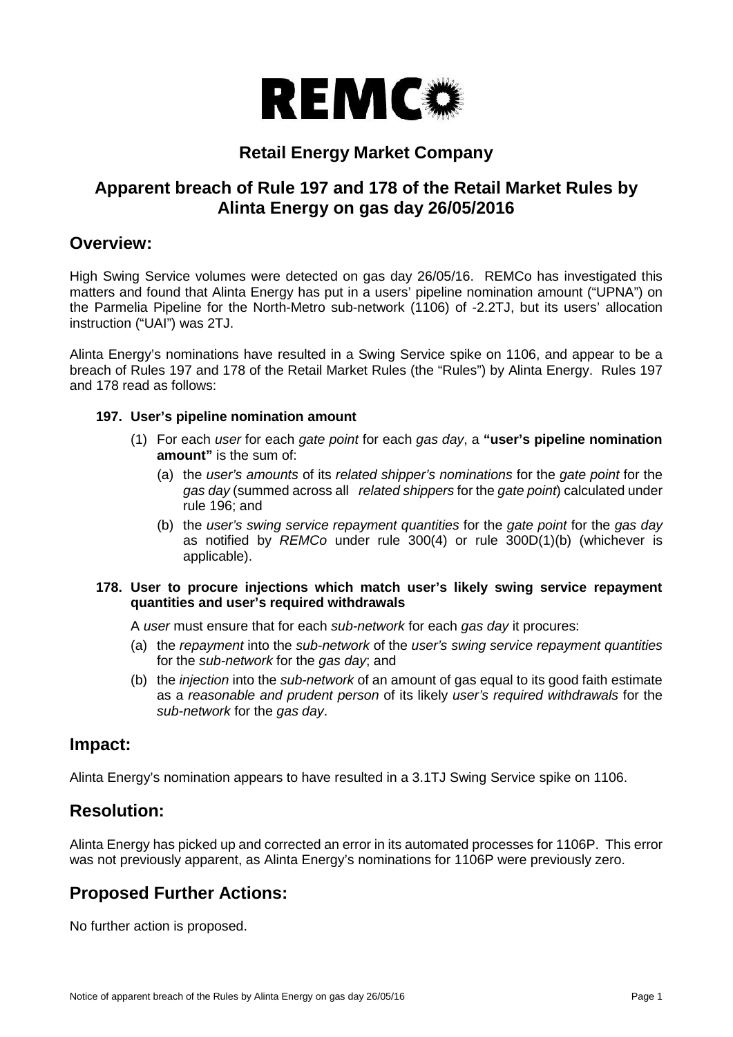# REMCO

## Retail Energy Market Company

## Apparent breach of Rule 197 and 178 of the Retail Market Rules by Alinta Energy on gas day 26/05/2016

## Overview:

High Swing Service volumes were detected on gas day 26/05/16. REMCo has investigated this matters and found that Alinta Energy has put in a users' pipeline nomination amount ("UPNA") on the Parmelia Pipeline for the North-Metro sub-network (1106) of -2.2TJ, but its users' allocation instruction ("UAI") was 2TJ.

Alinta Energy's nominations have resulted in a Swing Service spike on 1106, and appear to be a breach of Rules 197 and 178 of the Retail Market Rules (the "Rules") by Alinta Energy. Rules 197 and 178 read as follows:

**197. User's pipeline nomination amount**

(1) For each *user* for each *gate point* for each *gas day*, a **"user's pipeline nomination amount"** is the sum of:

(a) the *user's amounts* of its *related shipper's nominations* for the *gate point* for the *gas day* (summed across all *related shippers* for the *gate point*) calculated under rule 196; and

(b) the *user's swing service repayment quantities* for the *gate point* for the *gas day* as notified by *REMCo* under rule 300(4) or rule 300D(1)(b) (whichever is applicable).

**178. User to procure injections which match user's likely swing service repayment quantities and user's required withdrawals**

A *user* must ensure that for each *sub-network* for each *gas day* it procures:

(a) the *repayment* into the *sub-network* of the *user's swing service repayment quantities* for the *sub-network* for the *gas day*; and

(b) the *injection* into the *sub-network* of an amount of gas equal to its good faith estimate as a *reasonable and prudent person* of its likely *user's required withdrawals* for the *sub-network* for the *gas day*.

## Impact:

Alinta Energy's nomination appears to have resulted in a 3.1TJ Swing Service spike on 1106.

## Resolution:

Alinta Energy has picked up and corrected an error in its automated processes for 1106P. This error was not previously apparent, as Alinta Energy's nominations for 1106P were previously zero.

## Proposed Further Actions:

No further action is proposed.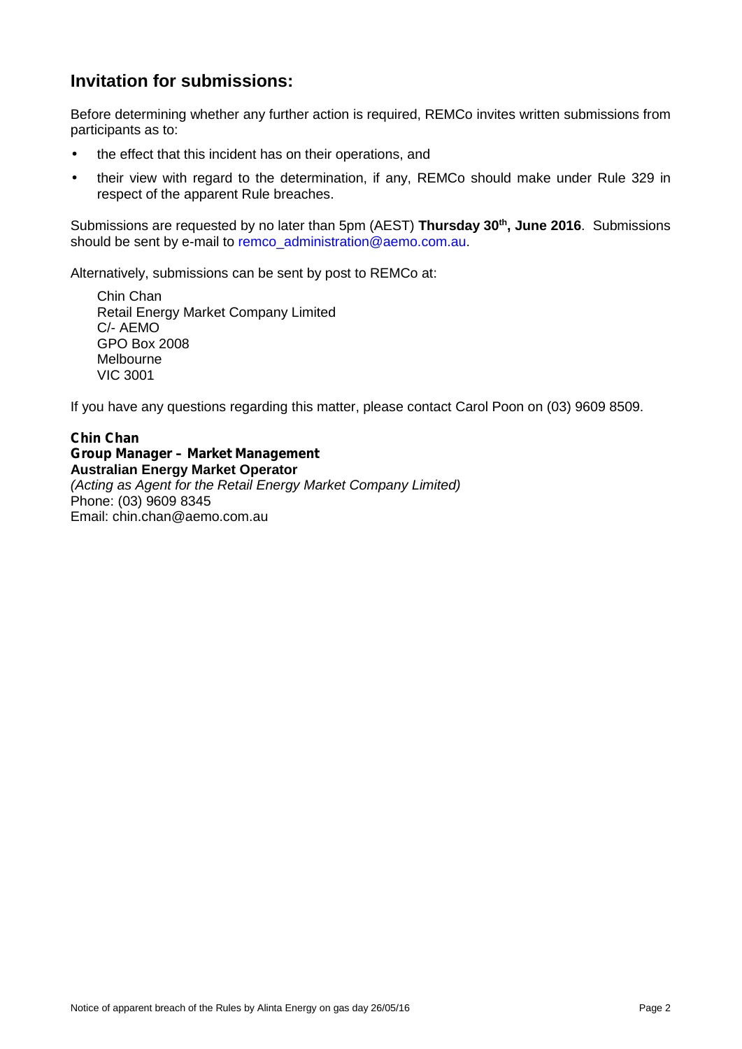## Invitation for submissions:

Before determining whether any further action is required, REMCo invites written submissions from participants as to:

- the effect that this incident has on their operations, and
- their view with regard to the determination, if any, REMCo should make under Rule 329 in respect of the apparent Rule breaches.

Submissions are requested by no later than 5pm (AEST) **Thursday 30th, June 2016**. Submissions should be sent by e-mail to remco_administration@aemo.com.au.

Alternatively, submissions can be sent by post to REMCo at:

Chin Chan
Retail Energy Market Company Limited
C/- AEMO
GPO Box 2008
Melbourne
VIC 3001

If you have any questions regarding this matter, please contact Carol Poon on (03) 9609 8509.

**Chin Chan**
**Group Manager – Market Management**
**Australian Energy Market Operator**
*(Acting as Agent for the Retail Energy Market Company Limited)*
Phone: (03) 9609 8345
Email: chin.chan@aemo.com.au